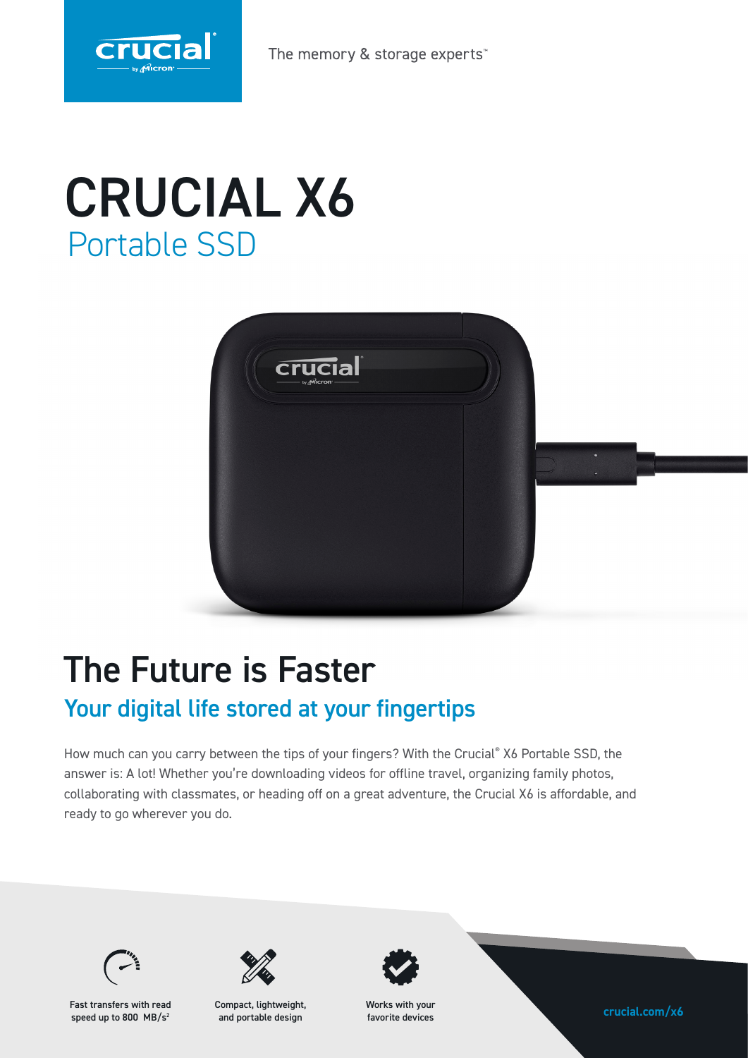The memory & storage experts™

# CRUCIAL X6

## Portable SSD

## The Future is Faster

### Your digital life stored at your fingertips

How much can you carry between the tips of your fingers? With the Crucial® X6 Portable SSD, the answer is: A lot! Whether you're downloading videos for offline travel, organizing family photos, collaborating with classmates, or heading off on a great adventure, the Crucial X6 is affordable, and ready to go wherever you do.

- Fast transfers with read speed up to 800 MB/s[2]
- Compact, lightweight, and portable design
- Works with your favorite devices

**crucial.com/x6**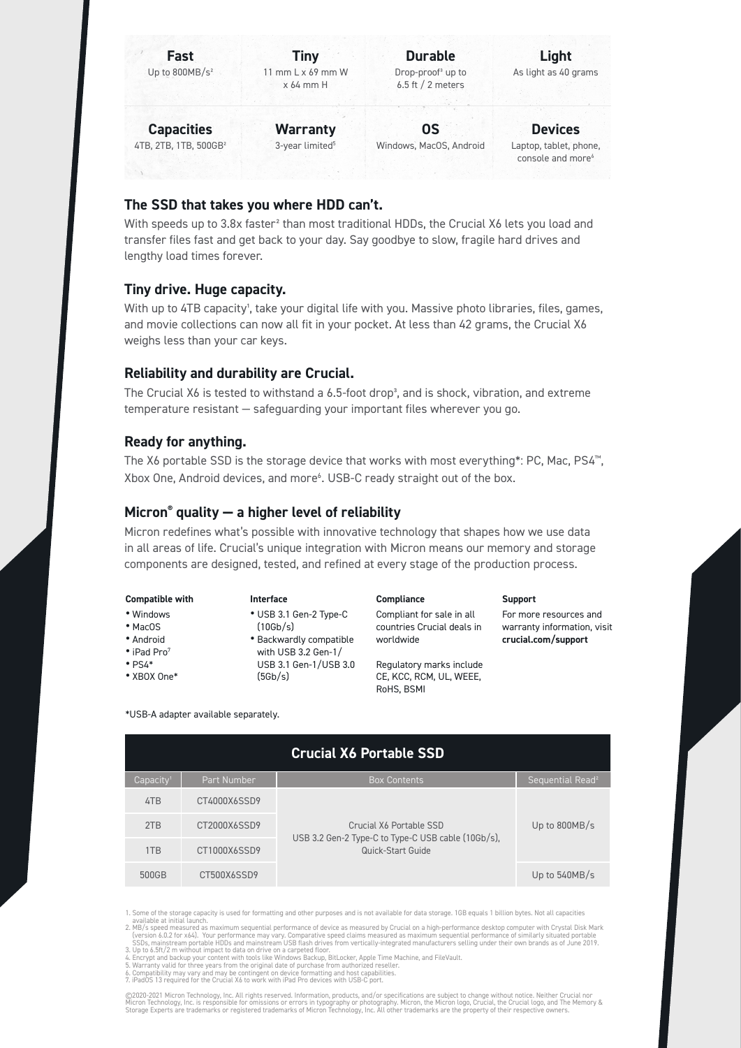| Fast | Tiny | Durable | Light |
|---|---|---|---|
| Up to 800MB/s[2] | 11 mm L x 69 mm W x 64 mm H | Drop-proof[3] up to 6.5 ft / 2 meters | As light as 40 grams |
| **Capacities** | **Warranty** | **OS** | **Devices** |
| 4TB, 2TB, 1TB, 500GB[2] | 3-year limited[5] | Windows, MacOS, Android | Laptop, tablet, phone, console and more[6] |

## The SSD that takes you where HDD can't.

With speeds up to 3.8x faster[2] than most traditional HDDs, the Crucial X6 lets you load and transfer files fast and get back to your day. Say goodbye to slow, fragile hard drives and lengthy load times forever.

## Tiny drive. Huge capacity.

With up to 4TB capacity[1], take your digital life with you. Massive photo libraries, files, games, and movie collections can now all fit in your pocket. At less than 42 grams, the Crucial X6 weighs less than your car keys.

## Reliability and durability are Crucial.

The Crucial X6 is tested to withstand a 6.5-foot drop[3], and is shock, vibration, and extreme temperature resistant — safeguarding your important files wherever you go.

## Ready for anything.

The X6 portable SSD is the storage device that works with most everything*: PC, Mac, PS4™, Xbox One, Android devices, and more[6]. USB-C ready straight out of the box.

## Micron® quality — a higher level of reliability

Micron redefines what's possible with innovative technology that shapes how we use data in all areas of life. Crucial's unique integration with Micron means our memory and storage components are designed, tested, and refined at every stage of the production process.

**Compatible with**

- Windows
- MacOS
- Android
- iPad Pro[7]
- PS4*
- XBOX One*

**Interface**

- USB 3.1 Gen-2 Type-C (10Gb/s)
- Backwardly compatible with USB 3.2 Gen-1/ USB 3.1 Gen-1/USB 3.0 (5Gb/s)

**Compliance**

Compliant for sale in all countries Crucial deals in worldwide

Regulatory marks include CE, KCC, RCM, UL, WEEE, RoHS, BSMI

**Support**

For more resources and warranty information, visit **crucial.com/support**

*USB-A adapter available separately.

**Crucial X6 Portable SSD**

| Capacity[1] | Part Number | Box Contents | Sequential Read[2] |
|---|---|---|---|
| 4TB | CT4000X6SSD9 | Crucial X6 Portable SSD<br>USB 3.2 Gen-2 Type-C to Type-C USB cable (10Gb/s),<br>Quick-Start Guide | Up to 800MB/s |
| 2TB | CT2000X6SSD9 | | |
| 1TB | CT1000X6SSD9 | | |
| 500GB | CT500X6SSD9 | | Up to 540MB/s |

1. Some of the storage capacity is used for formatting and other purposes and is not available for data storage. 1GB equals 1 billion bytes. Not all capacities available at initial launch.
2. MB/s speed measured as maximum sequential performance of device as measured by Crucial on a high-performance desktop computer with Crystal Disk Mark (version 6.0.2 for x64). Your performance may vary. Comparative speed claims measured as maximum sequential performance of similarly situated portable SSDs, mainstream portable HDDs and mainstream USB flash drives from vertically-integrated manufacturers selling under their own brands as of June 2019.
3. Up to 6.5ft/2 m without impact to data on drive on a carpeted floor.
4. Encrypt and backup your content with tools like Windows Backup, BitLocker, Apple Time Machine, and FileVault.
5. Warranty valid for three years from the original date of purchase from authorized reseller.
6. Compatibility may vary and may be contingent on device formatting and host capabilities.
7. iPadOS 13 required for the Crucial X6 to work with iPad Pro devices with USB-C port.

©2020-2021 Micron Technology, Inc. All rights reserved. Information, products, and/or specifications are subject to change without notice. Neither Crucial nor Micron Technology, Inc. is responsible for omissions or errors in typography or photography. Micron, the Micron logo, Crucial, the Crucial logo, and The Memory & Storage Experts are trademarks or registered trademarks of Micron Technology, Inc. All other trademarks are the property of their respective owners.